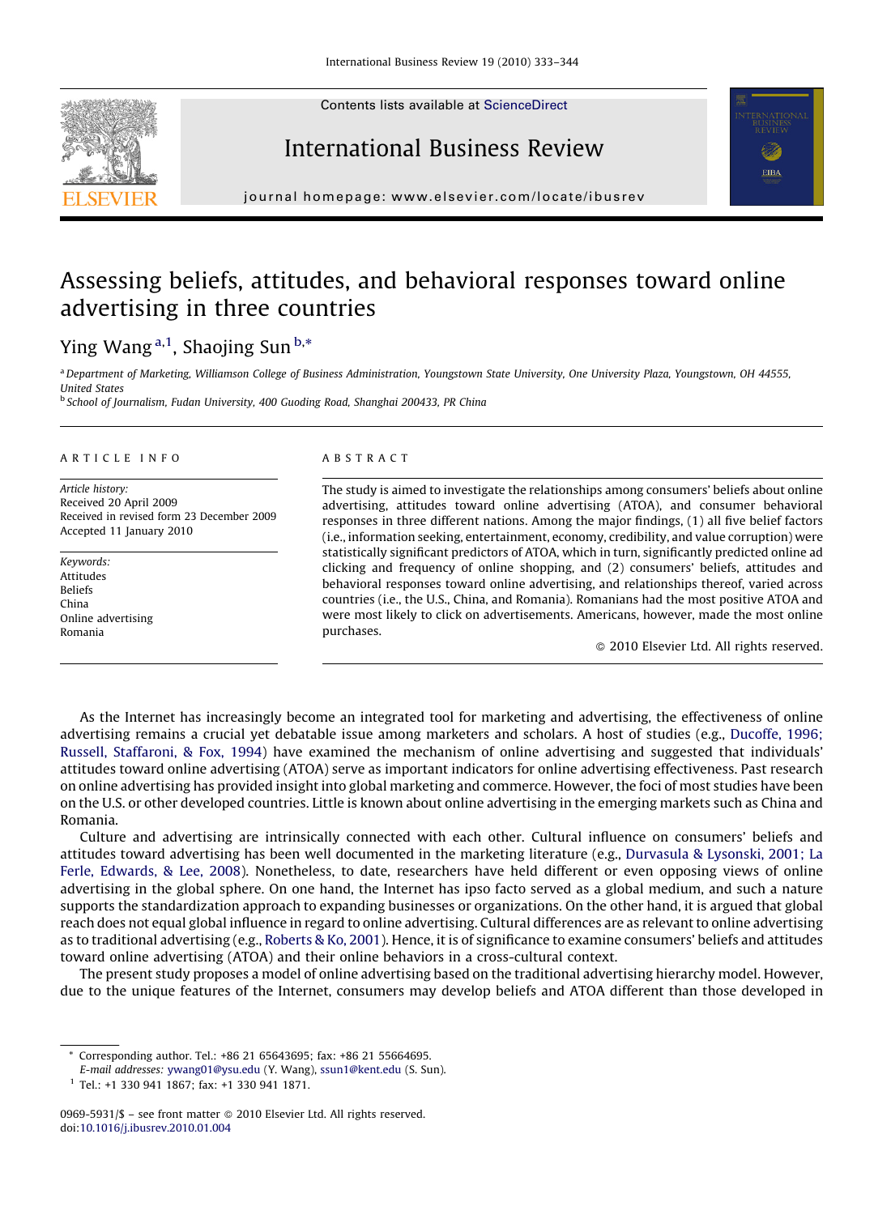# Assessing beliefs, attitudes, and behavioral responses toward online advertising in three countries

Ying Wang [a,1], Shaojing Sun [b,*]

[a] Department of Marketing, Williamson College of Business Administration, Youngstown State University, One University Plaza, Youngstown, OH 44555, United States

[b] School of Journalism, Fudan University, 400 Guoding Road, Shanghai 200433, PR China

## ARTICLE INFO

*Article history:*
Received 20 April 2009
Received in revised form 23 December 2009
Accepted 11 January 2010

*Keywords:*
Attitudes
Beliefs
China
Online advertising
Romania

## ABSTRACT

The study is aimed to investigate the relationships among consumers' beliefs about online advertising, attitudes toward online advertising (ATOA), and consumer behavioral responses in three different nations. Among the major findings, (1) all five belief factors (i.e., information seeking, entertainment, economy, credibility, and value corruption) were statistically significant predictors of ATOA, which in turn, significantly predicted online ad clicking and frequency of online shopping, and (2) consumers' beliefs, attitudes and behavioral responses toward online advertising, and relationships thereof, varied across countries (i.e., the U.S., China, and Romania). Romanians had the most positive ATOA and were most likely to click on advertisements. Americans, however, made the most online purchases.

© 2010 Elsevier Ltd. All rights reserved.

As the Internet has increasingly become an integrated tool for marketing and advertising, the effectiveness of online advertising remains a crucial yet debatable issue among marketers and scholars. A host of studies (e.g., Ducoffe, 1996; Russell, Staffaroni, & Fox, 1994) have examined the mechanism of online advertising and suggested that individuals' attitudes toward online advertising (ATOA) serve as important indicators for online advertising effectiveness. Past research on online advertising has provided insight into global marketing and commerce. However, the foci of most studies have been on the U.S. or other developed countries. Little is known about online advertising in the emerging markets such as China and Romania.

Culture and advertising are intrinsically connected with each other. Cultural influence on consumers' beliefs and attitudes toward advertising has been well documented in the marketing literature (e.g., Durvasula & Lysonski, 2001; La Ferle, Edwards, & Lee, 2008). Nonetheless, to date, researchers have held different or even opposing views of online advertising in the global sphere. On one hand, the Internet has ipso facto served as a global medium, and such a nature supports the standardization approach to expanding businesses or organizations. On the other hand, it is argued that global reach does not equal global influence in regard to online advertising. Cultural differences are as relevant to online advertising as to traditional advertising (e.g., Roberts & Ko, 2001). Hence, it is of significance to examine consumers' beliefs and attitudes toward online advertising (ATOA) and their online behaviors in a cross-cultural context.

The present study proposes a model of online advertising based on the traditional advertising hierarchy model. However, due to the unique features of the Internet, consumers may develop beliefs and ATOA different than those developed in

\* Corresponding author. Tel.: +86 21 65643695; fax: +86 21 55664695.
*E-mail addresses:* ywang01@ysu.edu (Y. Wang), ssun1@kent.edu (S. Sun).

[1] Tel.: +1 330 941 1867; fax: +1 330 941 1871.

0969-5931/$ – see front matter © 2010 Elsevier Ltd. All rights reserved.
doi:10.1016/j.ibusrev.2010.01.004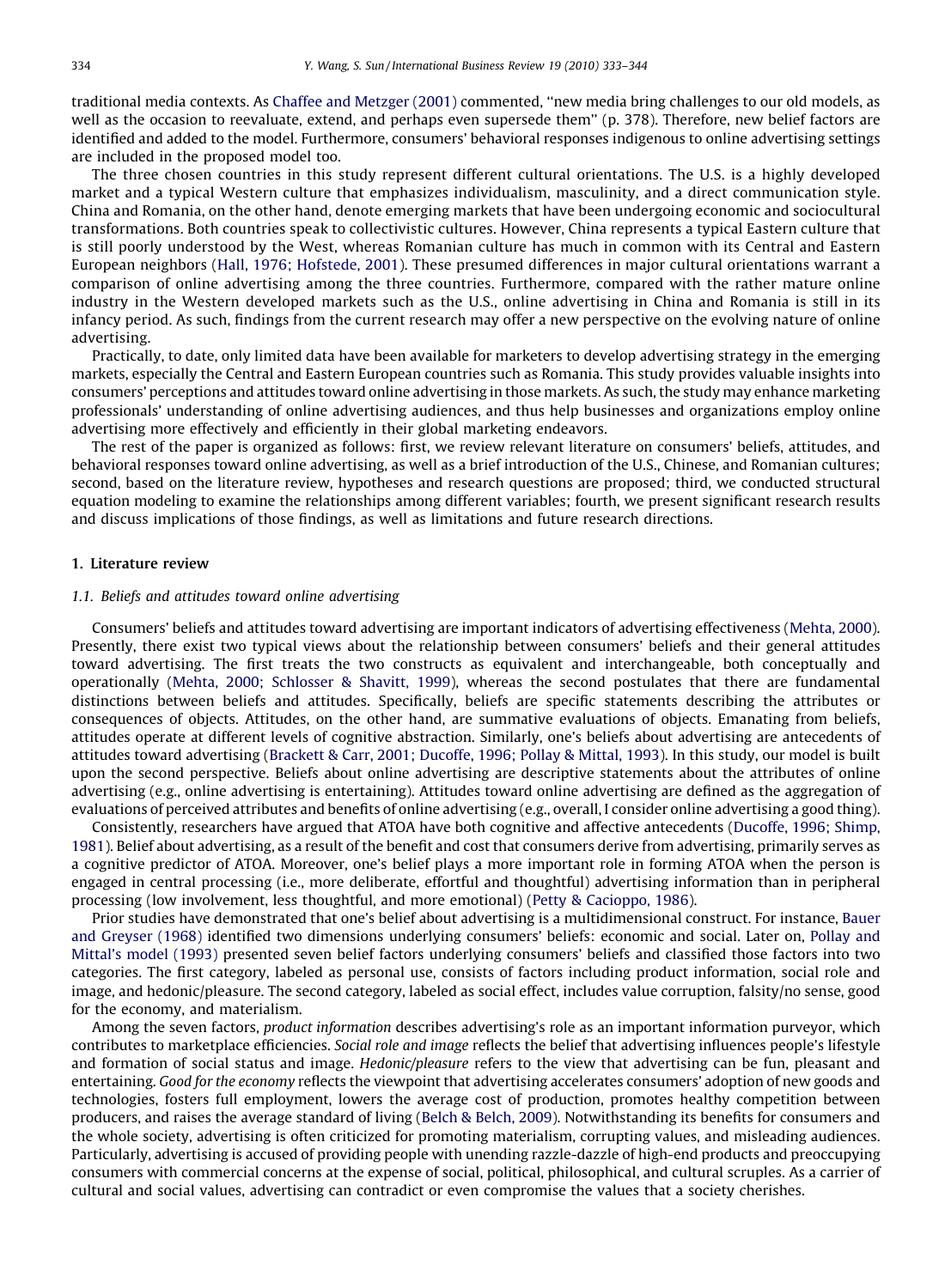traditional media contexts. As Chaffee and Metzger (2001) commented, ''new media bring challenges to our old models, as well as the occasion to reevaluate, extend, and perhaps even supersede them'' (p. 378). Therefore, new belief factors are identified and added to the model. Furthermore, consumers' behavioral responses indigenous to online advertising settings are included in the proposed model too.

The three chosen countries in this study represent different cultural orientations. The U.S. is a highly developed market and a typical Western culture that emphasizes individualism, masculinity, and a direct communication style. China and Romania, on the other hand, denote emerging markets that have been undergoing economic and sociocultural transformations. Both countries speak to collectivistic cultures. However, China represents a typical Eastern culture that is still poorly understood by the West, whereas Romanian culture has much in common with its Central and Eastern European neighbors (Hall, 1976; Hofstede, 2001). These presumed differences in major cultural orientations warrant a comparison of online advertising among the three countries. Furthermore, compared with the rather mature online industry in the Western developed markets such as the U.S., online advertising in China and Romania is still in its infancy period. As such, findings from the current research may offer a new perspective on the evolving nature of online advertising.

Practically, to date, only limited data have been available for marketers to develop advertising strategy in the emerging markets, especially the Central and Eastern European countries such as Romania. This study provides valuable insights into consumers' perceptions and attitudes toward online advertising in those markets. As such, the study may enhance marketing professionals' understanding of online advertising audiences, and thus help businesses and organizations employ online advertising more effectively and efficiently in their global marketing endeavors.

The rest of the paper is organized as follows: first, we review relevant literature on consumers' beliefs, attitudes, and behavioral responses toward online advertising, as well as a brief introduction of the U.S., Chinese, and Romanian cultures; second, based on the literature review, hypotheses and research questions are proposed; third, we conducted structural equation modeling to examine the relationships among different variables; fourth, we present significant research results and discuss implications of those findings, as well as limitations and future research directions.

## 1. Literature review

### 1.1. Beliefs and attitudes toward online advertising

Consumers' beliefs and attitudes toward advertising are important indicators of advertising effectiveness (Mehta, 2000). Presently, there exist two typical views about the relationship between consumers' beliefs and their general attitudes toward advertising. The first treats the two constructs as equivalent and interchangeable, both conceptually and operationally (Mehta, 2000; Schlosser & Shavitt, 1999), whereas the second postulates that there are fundamental distinctions between beliefs and attitudes. Specifically, beliefs are specific statements describing the attributes or consequences of objects. Attitudes, on the other hand, are summative evaluations of objects. Emanating from beliefs, attitudes operate at different levels of cognitive abstraction. Similarly, one's beliefs about advertising are antecedents of attitudes toward advertising (Brackett & Carr, 2001; Ducoffe, 1996; Pollay & Mittal, 1993). In this study, our model is built upon the second perspective. Beliefs about online advertising are descriptive statements about the attributes of online advertising (e.g., online advertising is entertaining). Attitudes toward online advertising are defined as the aggregation of evaluations of perceived attributes and benefits of online advertising (e.g., overall, I consider online advertising a good thing).

Consistently, researchers have argued that ATOA have both cognitive and affective antecedents (Ducoffe, 1996; Shimp, 1981). Belief about advertising, as a result of the benefit and cost that consumers derive from advertising, primarily serves as a cognitive predictor of ATOA. Moreover, one's belief plays a more important role in forming ATOA when the person is engaged in central processing (i.e., more deliberate, effortful and thoughtful) advertising information than in peripheral processing (low involvement, less thoughtful, and more emotional) (Petty & Cacioppo, 1986).

Prior studies have demonstrated that one's belief about advertising is a multidimensional construct. For instance, Bauer and Greyser (1968) identified two dimensions underlying consumers' beliefs: economic and social. Later on, Pollay and Mittal's model (1993) presented seven belief factors underlying consumers' beliefs and classified those factors into two categories. The first category, labeled as personal use, consists of factors including product information, social role and image, and hedonic/pleasure. The second category, labeled as social effect, includes value corruption, falsity/no sense, good for the economy, and materialism.

Among the seven factors, *product information* describes advertising's role as an important information purveyor, which contributes to marketplace efficiencies. *Social role and image* reflects the belief that advertising influences people's lifestyle and formation of social status and image. *Hedonic/pleasure* refers to the view that advertising can be fun, pleasant and entertaining. *Good for the economy* reflects the viewpoint that advertising accelerates consumers' adoption of new goods and technologies, fosters full employment, lowers the average cost of production, promotes healthy competition between producers, and raises the average standard of living (Belch & Belch, 2009). Notwithstanding its benefits for consumers and the whole society, advertising is often criticized for promoting materialism, corrupting values, and misleading audiences. Particularly, advertising is accused of providing people with unending razzle-dazzle of high-end products and preoccupying consumers with commercial concerns at the expense of social, political, philosophical, and cultural scruples. As a carrier of cultural and social values, advertising can contradict or even compromise the values that a society cherishes.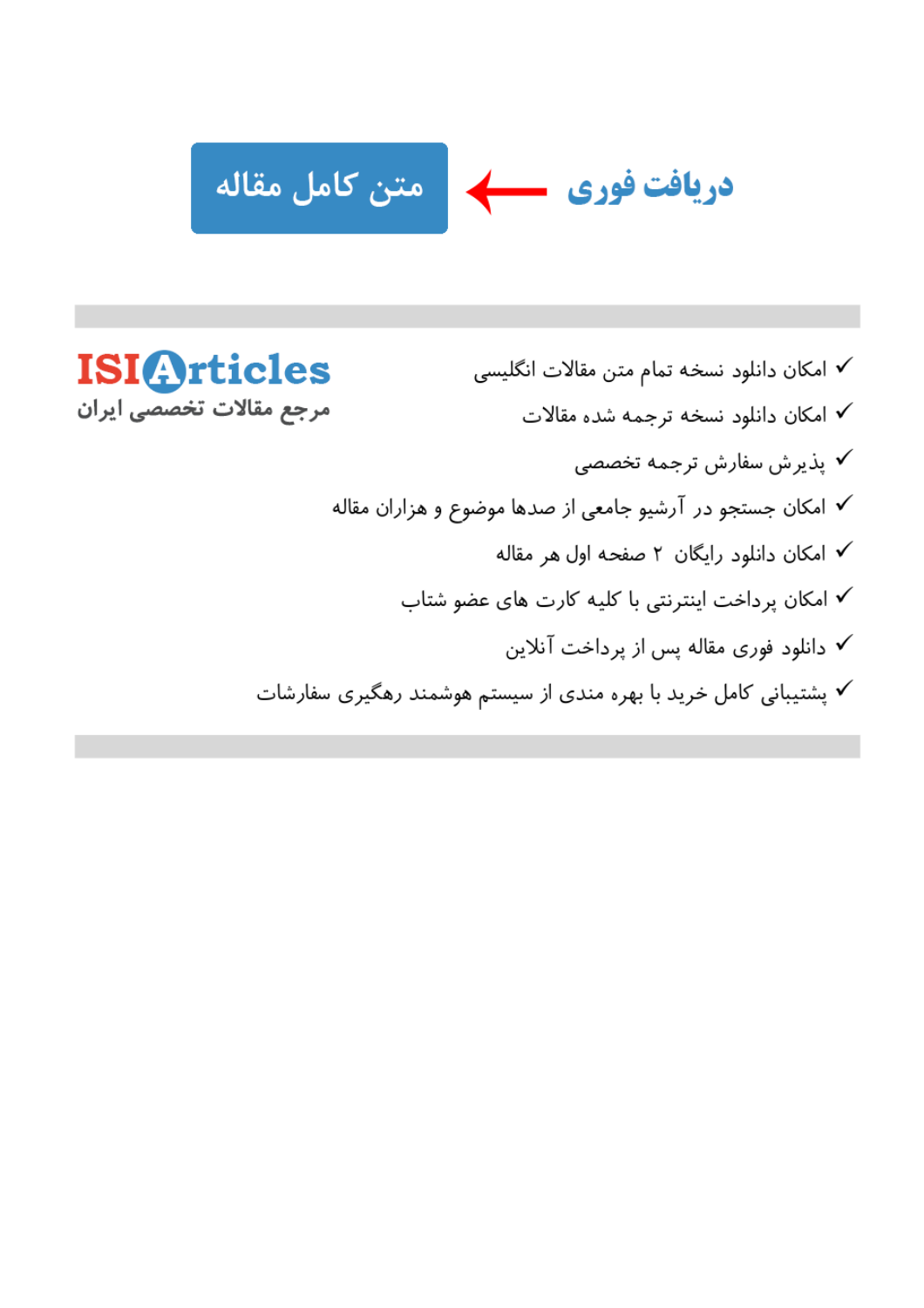دریافت فوری ← متن کامل مقاله

**ISIArticles**
مرجع مقالات تخصصی ایران

- ✓ امکان دانلود نسخه تمام متن مقالات انگلیسی
- ✓ امکان دانلود نسخه ترجمه شده مقالات
- ✓ پذیرش سفارش ترجمه تخصصی
- ✓ امکان جستجو در آرشیو جامعی از صدها موضوع و هزاران مقاله
- ✓ امکان دانلود رایگان ۲ صفحه اول هر مقاله
- ✓ امکان پرداخت اینترنتی با کلیه کارت های عضو شتاب
- ✓ دانلود فوری مقاله پس از پرداخت آنلاین
- ✓ پشتیبانی کامل خرید با بهره مندی از سیستم هوشمند رهگیری سفارشات